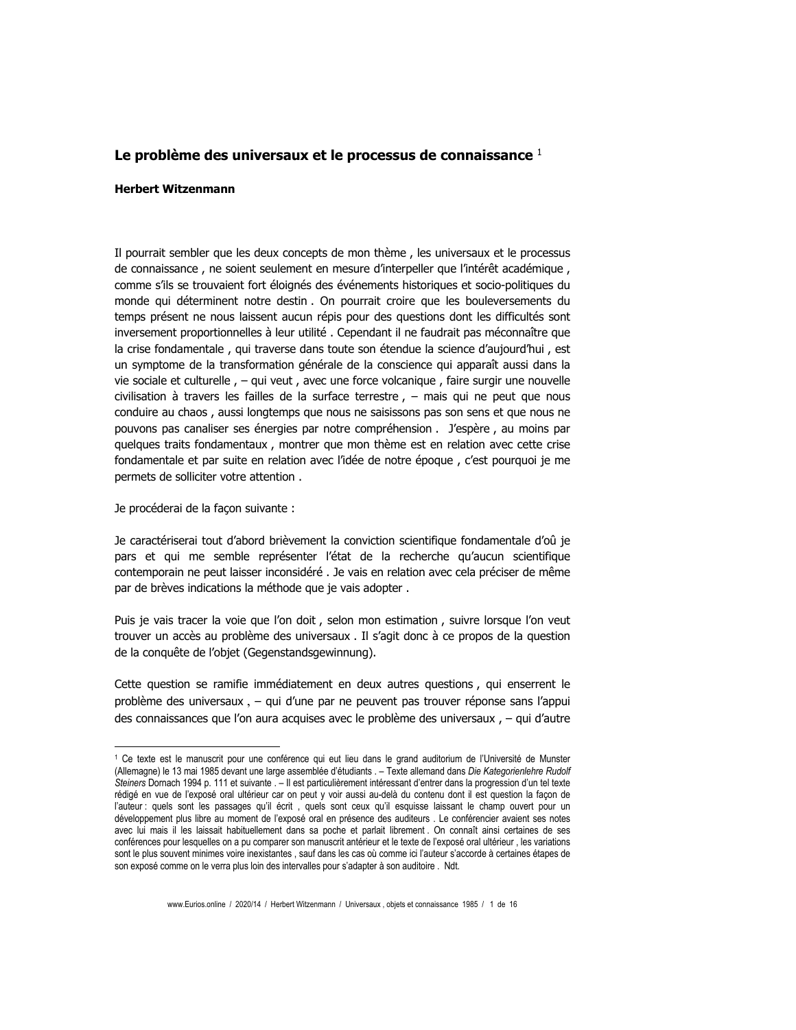## Le problème des universaux et le processus de connaissance [1]

**Herbert Witzenmann**

Il pourrait sembler que les deux concepts de mon thème , les universaux et le processus de connaissance , ne soient seulement en mesure d'interpeller que l'intérêt académique , comme s'ils se trouvaient fort éloignés des événements historiques et socio-politiques du monde qui déterminent notre destin . On pourrait croire que les bouleversements du temps présent ne nous laissent aucun répis pour des questions dont les difficultés sont inversement proportionnelles à leur utilité . Cependant il ne faudrait pas méconnaître que la crise fondamentale , qui traverse dans toute son étendue la science d'aujourd'hui , est un symptome de la transformation générale de la conscience qui apparaît aussi dans la vie sociale et culturelle , – qui veut , avec une force volcanique , faire surgir une nouvelle civilisation à travers les failles de la surface terrestre , – mais qui ne peut que nous conduire au chaos , aussi longtemps que nous ne saisissons pas son sens et que nous ne pouvons pas canaliser ses énergies par notre compréhension . J'espère , au moins par quelques traits fondamentaux , montrer que mon thème est en relation avec cette crise fondamentale et par suite en relation avec l'idée de notre époque , c'est pourquoi je me permets de solliciter votre attention .

Je procéderai de la façon suivante :

Je caractériserai tout d'abord brièvement la conviction scientifique fondamentale d'oû je pars et qui me semble représenter l'état de la recherche qu'aucun scientifique contemporain ne peut laisser inconsidéré . Je vais en relation avec cela préciser de même par de brèves indications la méthode que je vais adopter .

Puis je vais tracer la voie que l'on doit , selon mon estimation , suivre lorsque l'on veut trouver un accès au problème des universaux . Il s'agit donc à ce propos de la question de la conquête de l'objet (Gegenstandsgewinnung).

Cette question se ramifie immédiatement en deux autres questions , qui enserrent le problème des universaux , – qui d'une par ne peuvent pas trouver réponse sans l'appui des connaissances que l'on aura acquises avec le problème des universaux , – qui d'autre

---

[1] Ce texte est le manuscrit pour une conférence qui eut lieu dans le grand auditorium de l'Université de Munster (Allemagne) le 13 mai 1985 devant une large assemblée d'étudiants . – Texte allemand dans *Die Kategorienlehre Rudolf Steiners* Dornach 1994 p. 111 et suivante . – Il est particulièrement intéressant d'entrer dans la progression d'un tel texte rédigé en vue de l'exposé oral ultérieur car on peut y voir aussi au-delà du contenu dont il est question la façon de l'auteur : quels sont les passages qu'il écrit , quels sont ceux qu'il esquisse laissant le champ ouvert pour un développement plus libre au moment de l'exposé oral en présence des auditeurs . Le conférencier avaient ses notes avec lui mais il les laissait habituellement dans sa poche et parlait librement . On connaît ainsi certaines de ses conférences pour lesquelles on a pu comparer son manuscrit antérieur et le texte de l'exposé oral ultérieur , les variations sont le plus souvent minimes voire inexistantes , sauf dans les cas où comme ici l'auteur s'accorde à certaines étapes de son exposé comme on le verra plus loin des intervalles pour s'adapter à son auditoire . Ndt.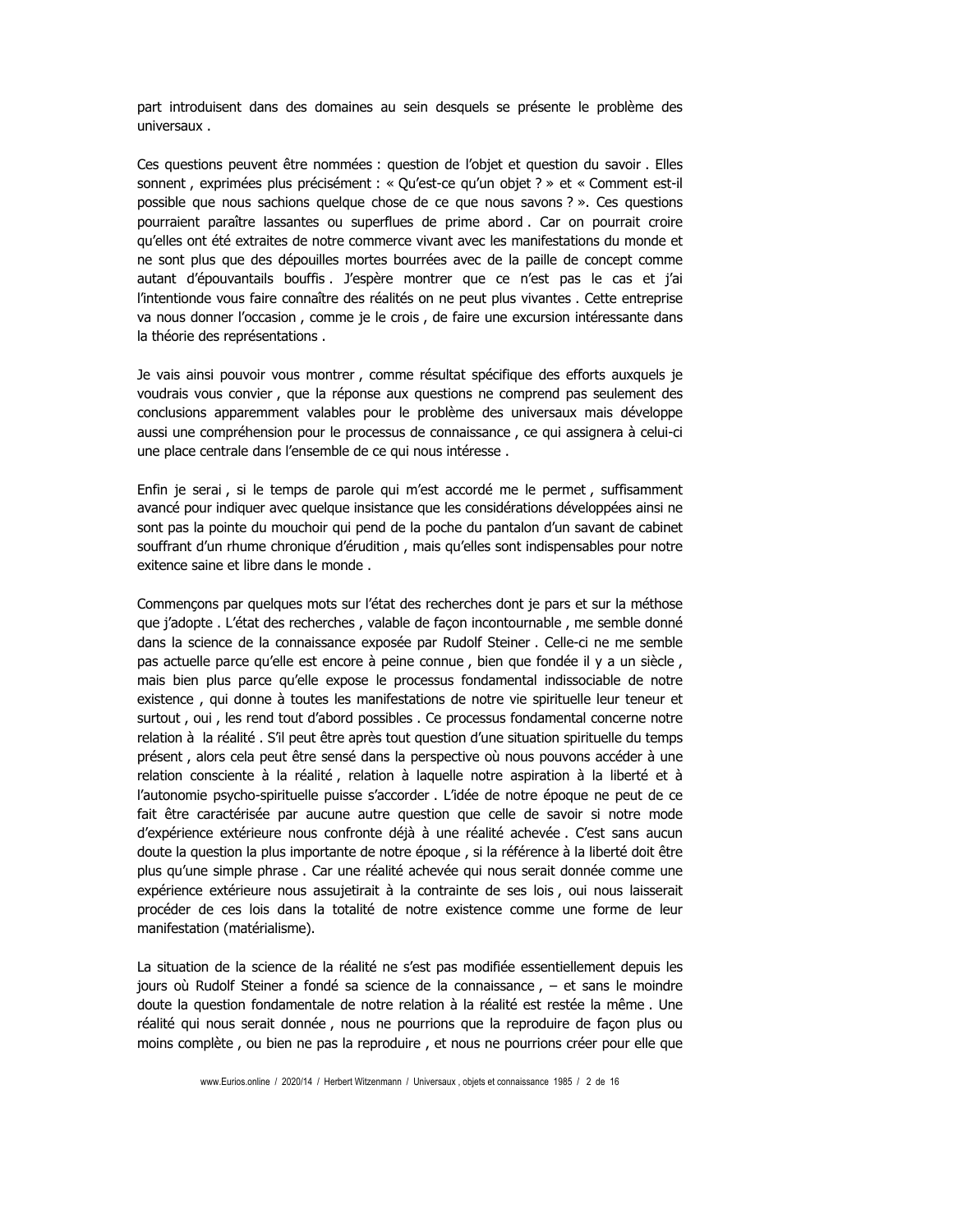part introduisent dans des domaines au sein desquels se présente le problème des universaux .

Ces questions peuvent être nommées : question de l'objet et question du savoir . Elles sonnent , exprimées plus précisément : « Qu'est-ce qu'un objet ? » et « Comment est-il possible que nous sachions quelque chose de ce que nous savons ? ». Ces questions pourraient paraître lassantes ou superflues de prime abord . Car on pourrait croire qu'elles ont été extraites de notre commerce vivant avec les manifestations du monde et ne sont plus que des dépouilles mortes bourrées avec de la paille de concept comme autant d'épouvantails bouffis . J'espère montrer que ce n'est pas le cas et j'ai l'intentionde vous faire connaître des réalités on ne peut plus vivantes . Cette entreprise va nous donner l'occasion , comme je le crois , de faire une excursion intéressante dans la théorie des représentations .

Je vais ainsi pouvoir vous montrer , comme résultat spécifique des efforts auxquels je voudrais vous convier , que la réponse aux questions ne comprend pas seulement des conclusions apparemment valables pour le problème des universaux mais développe aussi une compréhension pour le processus de connaissance , ce qui assignera à celui-ci une place centrale dans l'ensemble de ce qui nous intéresse .

Enfin je serai , si le temps de parole qui m'est accordé me le permet , suffisamment avancé pour indiquer avec quelque insistance que les considérations développées ainsi ne sont pas la pointe du mouchoir qui pend de la poche du pantalon d'un savant de cabinet souffrant d'un rhume chronique d'érudition , mais qu'elles sont indispensables pour notre exitence saine et libre dans le monde .

Commençons par quelques mots sur l'état des recherches dont je pars et sur la méthose que j'adopte . L'état des recherches , valable de façon incontournable , me semble donné dans la science de la connaissance exposée par Rudolf Steiner . Celle-ci ne me semble pas actuelle parce qu'elle est encore à peine connue , bien que fondée il y a un siècle , mais bien plus parce qu'elle expose le processus fondamental indissociable de notre existence , qui donne à toutes les manifestations de notre vie spirituelle leur teneur et surtout , oui , les rend tout d'abord possibles . Ce processus fondamental concerne notre relation à la réalité . S'il peut être après tout question d'une situation spirituelle du temps présent , alors cela peut être sensé dans la perspective où nous pouvons accéder à une relation consciente à la réalité , relation à laquelle notre aspiration à la liberté et à l'autonomie psycho-spirituelle puisse s'accorder . L'idée de notre époque ne peut de ce fait être caractérisée par aucune autre question que celle de savoir si notre mode d'expérience extérieure nous confronte déjà à une réalité achevée . C'est sans aucun doute la question la plus importante de notre époque , si la référence à la liberté doit être plus qu'une simple phrase . Car une réalité achevée qui nous serait donnée comme une expérience extérieure nous assujetirait à la contrainte de ses lois , oui nous laisserait procéder de ces lois dans la totalité de notre existence comme une forme de leur manifestation (matérialisme).

La situation de la science de la réalité ne s'est pas modifiée essentiellement depuis les jours où Rudolf Steiner a fondé sa science de la connaissance , – et sans le moindre doute la question fondamentale de notre relation à la réalité est restée la même . Une réalité qui nous serait donnée , nous ne pourrions que la reproduire de façon plus ou moins complète , ou bien ne pas la reproduire , et nous ne pourrions créer pour elle que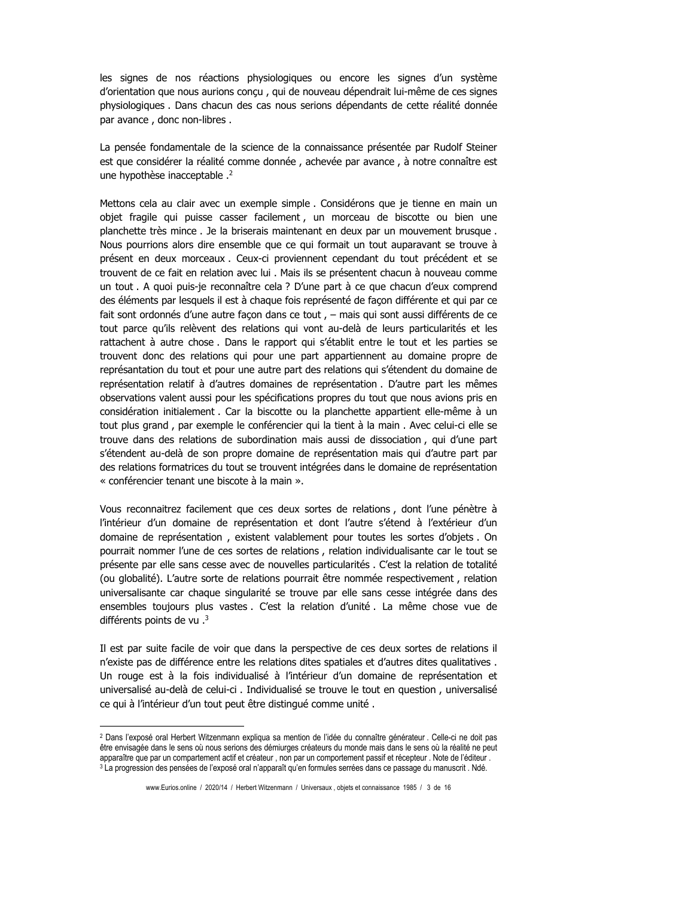les signes de nos réactions physiologiques ou encore les signes d'un système d'orientation que nous aurions conçu , qui de nouveau dépendrait lui-même de ces signes physiologiques . Dans chacun des cas nous serions dépendants de cette réalité donnée par avance , donc non-libres .

La pensée fondamentale de la science de la connaissance présentée par Rudolf Steiner est que considérer la réalité comme donnée , achevée par avance , à notre connaître est une hypothèse inacceptable .[2]

Mettons cela au clair avec un exemple simple . Considérons que je tienne en main un objet fragile qui puisse casser facilement , un morceau de biscotte ou bien une planchette très mince . Je la briserais maintenant en deux par un mouvement brusque . Nous pourrions alors dire ensemble que ce qui formait un tout auparavant se trouve à présent en deux morceaux . Ceux-ci proviennent cependant du tout précédent et se trouvent de ce fait en relation avec lui . Mais ils se présentent chacun à nouveau comme un tout . A quoi puis-je reconnaître cela ? D'une part à ce que chacun d'eux comprend des éléments par lesquels il est à chaque fois représenté de façon différente et qui par ce fait sont ordonnés d'une autre façon dans ce tout , – mais qui sont aussi différents de ce tout parce qu'ils relèvent des relations qui vont au-delà de leurs particularités et les rattachent à autre chose . Dans le rapport qui s'établit entre le tout et les parties se trouvent donc des relations qui pour une part appartiennent au domaine propre de représentation du tout et pour une autre part des relations qui s'étendent du domaine de représentation relatif à d'autres domaines de représentation . D'autre part les mêmes observations valent aussi pour les spécifications propres du tout que nous avions pris en considération initialement . Car la biscotte ou la planchette appartient elle-même à un tout plus grand , par exemple le conférencier qui la tient à la main . Avec celui-ci elle se trouve dans des relations de subordination mais aussi de dissociation , qui d'une part s'étendent au-delà de son propre domaine de représentation mais qui d'autre part par des relations formatrices du tout se trouvent intégrées dans le domaine de représentation « conférencier tenant une biscote à la main ».

Vous reconnaitrez facilement que ces deux sortes de relations , dont l'une pénètre à l'intérieur d'un domaine de représentation et dont l'autre s'étend à l'extérieur d'un domaine de représentation , existent valablement pour toutes les sortes d'objets . On pourrait nommer l'une de ces sortes de relations , relation individualisante car le tout se présente par elle sans cesse avec de nouvelles particularités . C'est la relation de totalité (ou globalité). L'autre sorte de relations pourrait être nommée respectivement , relation universalisante car chaque singularité se trouve par elle sans cesse intégrée dans des ensembles toujours plus vastes . C'est la relation d'unité . La même chose vue de différents points de vu .[3]

Il est par suite facile de voir que dans la perspective de ces deux sortes de relations il n'existe pas de différence entre les relations dites spatiales et d'autres dites qualitatives . Un rouge est à la fois individualisé à l'intérieur d'un domaine de représentation et universalisé au-delà de celui-ci . Individualisé se trouve le tout en question , universalisé ce qui à l'intérieur d'un tout peut être distingué comme unité .

---

[2] Dans l'exposé oral Herbert Witzenmann expliqua sa mention de l'idée du connaître générateur . Celle-ci ne doit pas être envisagée dans le sens où nous serions des démiurges créateurs du monde mais dans le sens où la réalité ne peut apparaître que par un compartement actif et créateur , non par un comportement passif et récepteur . Note de l'éditeur .

[3] La progression des pensées de l'exposé oral n'apparaît qu'en formules serrées dans ce passage du manuscrit . Ndé.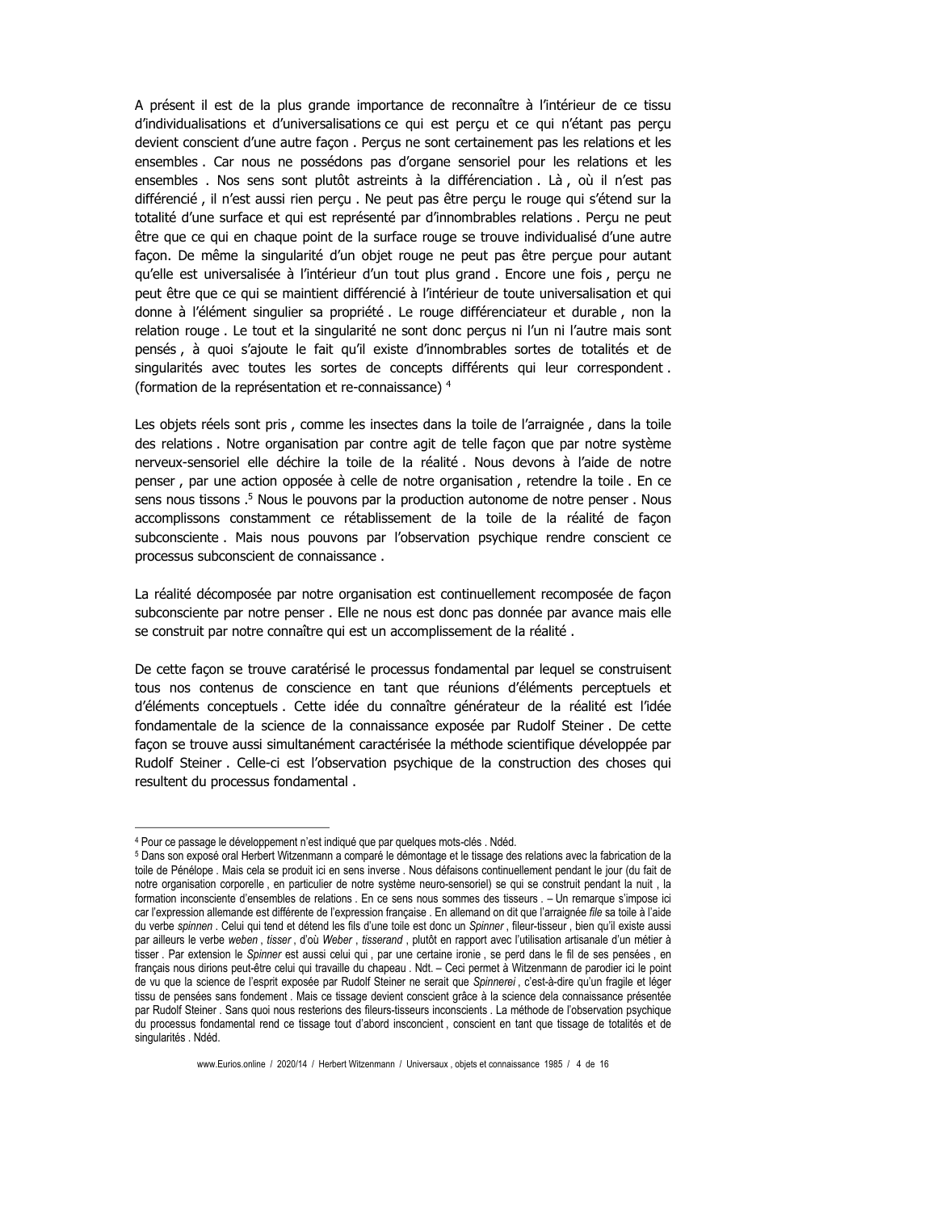A présent il est de la plus grande importance de reconnaître à l'intérieur de ce tissu d'individualisations et d'universalisations ce qui est perçu et ce qui n'étant pas perçu devient conscient d'une autre façon . Perçus ne sont certainement pas les relations et les ensembles . Car nous ne possédons pas d'organe sensoriel pour les relations et les ensembles . Nos sens sont plutôt astreints à la différenciation . Là , où il n'est pas différencié , il n'est aussi rien perçu . Ne peut pas être perçu le rouge qui s'étend sur la totalité d'une surface et qui est représenté par d'innombrables relations . Perçu ne peut être que ce qui en chaque point de la surface rouge se trouve individualisé d'une autre façon. De même la singularité d'un objet rouge ne peut pas être perçue pour autant qu'elle est universalisée à l'intérieur d'un tout plus grand . Encore une fois , perçu ne peut être que ce qui se maintient différencié à l'intérieur de toute universalisation et qui donne à l'élément singulier sa propriété . Le rouge différenciateur et durable , non la relation rouge . Le tout et la singularité ne sont donc perçus ni l'un ni l'autre mais sont pensés , à quoi s'ajoute le fait qu'il existe d'innombrables sortes de totalités et de singularités avec toutes les sortes de concepts différents qui leur correspondent . (formation de la représentation et re-connaissance) [4]

Les objets réels sont pris , comme les insectes dans la toile de l'arraignée , dans la toile des relations . Notre organisation par contre agit de telle façon que par notre système nerveux-sensoriel elle déchire la toile de la réalité . Nous devons à l'aide de notre penser , par une action opposée à celle de notre organisation , retendre la toile . En ce sens nous tissons .[5] Nous le pouvons par la production autonome de notre penser . Nous accomplissons constamment ce rétablissement de la toile de la réalité de façon subconsciente . Mais nous pouvons par l'observation psychique rendre conscient ce processus subconscient de connaissance .

La réalité décomposée par notre organisation est continuellement recomposée de façon subconsciente par notre penser . Elle ne nous est donc pas donnée par avance mais elle se construit par notre connaître qui est un accomplissement de la réalité .

De cette façon se trouve caratérisé le processus fondamental par lequel se construisent tous nos contenus de conscience en tant que réunions d'éléments perceptuels et d'éléments conceptuels . Cette idée du connaître générateur de la réalité est l'idée fondamentale de la science de la connaissance exposée par Rudolf Steiner . De cette façon se trouve aussi simultanément caractérisée la méthode scientifique développée par Rudolf Steiner . Celle-ci est l'observation psychique de la construction des choses qui resultent du processus fondamental .

---

[4] Pour ce passage le développement n'est indiqué que par quelques mots-clés . Ndéd.

[5] Dans son exposé oral Herbert Witzenmann a comparé le démontage et le tissage des relations avec la fabrication de la toile de Pénélope . Mais cela se produit ici en sens inverse . Nous défaisons continuellement pendant le jour (du fait de notre organisation corporelle , en particulier de notre système neuro-sensoriel) se qui se construit pendant la nuit , la formation inconsciente d'ensembles de relations . En ce sens nous sommes des tisseurs . – Un remarque s'impose ici car l'expression allemande est différente de l'expression française . En allemand on dit que l'arraignée *file* sa toile à l'aide du verbe *spinnen* . Celui qui tend et détend les fils d'une toile est donc un *Spinner* , fileur-tisseur , bien qu'il existe aussi par ailleurs le verbe *weben* , *tisser* , d'où *Weber* , *tisserand* , plutôt en rapport avec l'utilisation artisanale d'un métier à tisser . Par extension le *Spinner* est aussi celui qui , par une certaine ironie , se perd dans le fil de ses pensées , en français nous dirions peut-être celui qui travaille du chapeau . Ndt. – Ceci permet à Witzenmann de parodier ici le point de vue que la science de l'esprit exposée par Rudolf Steiner ne serait que *Spinnerei* , c'est-à-dire qu'un fragile et léger tissu de pensées sans fondement . Mais ce tissage devient conscient grâce à la science dela connaissance présentée par Rudolf Steiner . Sans quoi nous resterions des fileurs-tisseurs inconscients . La méthode de l'observation psychique du processus fondamental rend ce tissage tout d'abord insconcient , conscient en tant que tissage de totalités et de singularités . Ndéd.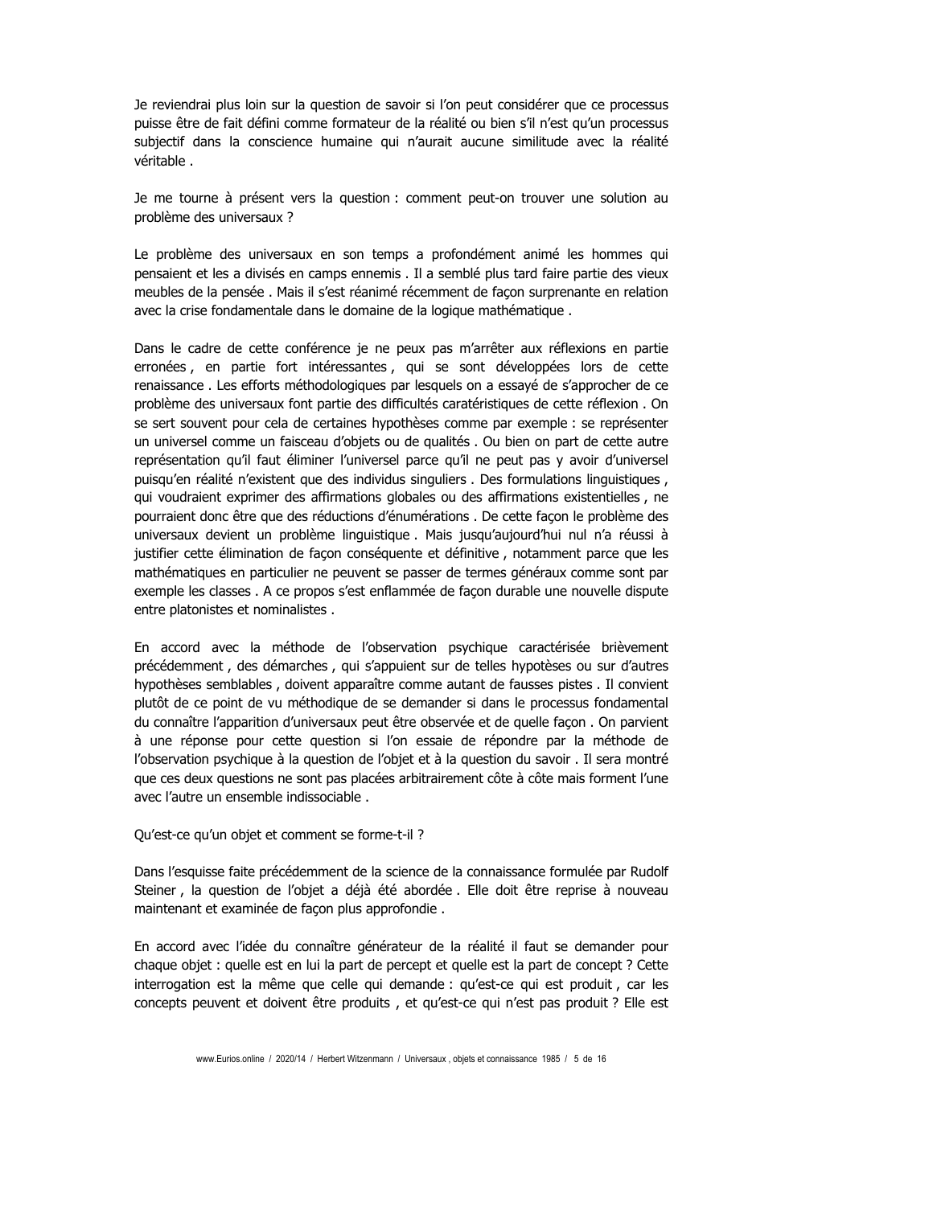Je reviendrai plus loin sur la question de savoir si l'on peut considérer que ce processus puisse être de fait défini comme formateur de la réalité ou bien s'il n'est qu'un processus subjectif dans la conscience humaine qui n'aurait aucune similitude avec la réalité véritable .

Je me tourne à présent vers la question : comment peut-on trouver une solution au problème des universaux ?

Le problème des universaux en son temps a profondément animé les hommes qui pensaient et les a divisés en camps ennemis . Il a semblé plus tard faire partie des vieux meubles de la pensée . Mais il s'est réanimé récemment de façon surprenante en relation avec la crise fondamentale dans le domaine de la logique mathématique .

Dans le cadre de cette conférence je ne peux pas m'arrêter aux réflexions en partie erronées , en partie fort intéressantes , qui se sont développées lors de cette renaissance . Les efforts méthodologiques par lesquels on a essayé de s'approcher de ce problème des universaux font partie des difficultés caratéristiques de cette réflexion . On se sert souvent pour cela de certaines hypothèses comme par exemple : se représenter un universel comme un faisceau d'objets ou de qualités . Ou bien on part de cette autre représentation qu'il faut éliminer l'universel parce qu'il ne peut pas y avoir d'universel puisqu'en réalité n'existent que des individus singuliers . Des formulations linguistiques , qui voudraient exprimer des affirmations globales ou des affirmations existentielles , ne pourraient donc être que des réductions d'énumérations . De cette façon le problème des universaux devient un problème linguistique . Mais jusqu'aujourd'hui nul n'a réussi à justifier cette élimination de façon conséquente et définitive , notamment parce que les mathématiques en particulier ne peuvent se passer de termes généraux comme sont par exemple les classes . A ce propos s'est enflammée de façon durable une nouvelle dispute entre platonistes et nominalistes .

En accord avec la méthode de l'observation psychique caractérisée brièvement précédemment , des démarches , qui s'appuient sur de telles hypotèses ou sur d'autres hypothèses semblables , doivent apparaître comme autant de fausses pistes . Il convient plutôt de ce point de vu méthodique de se demander si dans le processus fondamental du connaître l'apparition d'universaux peut être observée et de quelle façon . On parvient à une réponse pour cette question si l'on essaie de répondre par la méthode de l'observation psychique à la question de l'objet et à la question du savoir . Il sera montré que ces deux questions ne sont pas placées arbitrairement côte à côte mais forment l'une avec l'autre un ensemble indissociable .

Qu'est-ce qu'un objet et comment se forme-t-il ?

Dans l'esquisse faite précédemment de la science de la connaissance formulée par Rudolf Steiner , la question de l'objet a déjà été abordée . Elle doit être reprise à nouveau maintenant et examinée de façon plus approfondie .

En accord avec l'idée du connaître générateur de la réalité il faut se demander pour chaque objet : quelle est en lui la part de percept et quelle est la part de concept ? Cette interrogation est la même que celle qui demande : qu'est-ce qui est produit , car les concepts peuvent et doivent être produits , et qu'est-ce qui n'est pas produit ? Elle est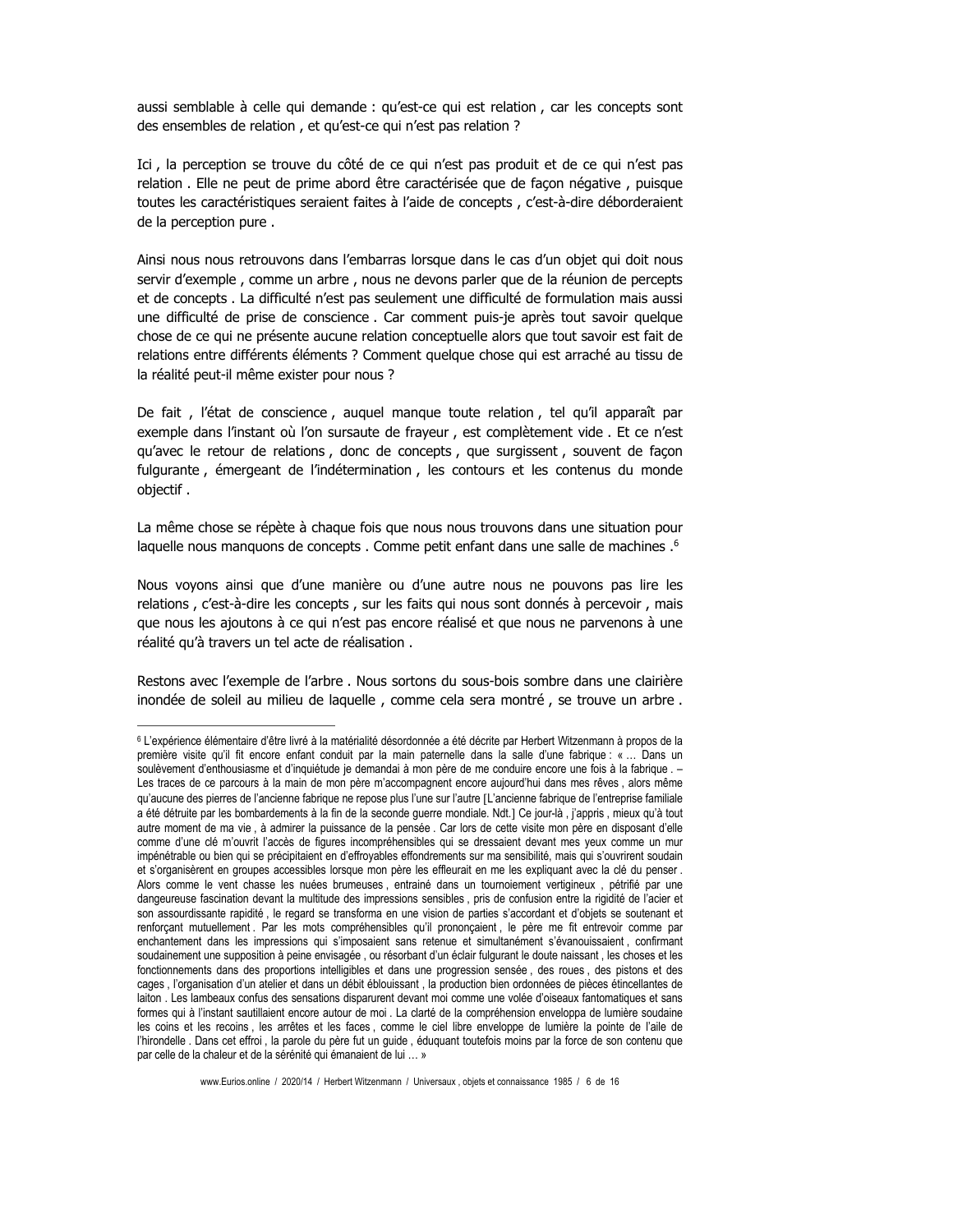aussi semblable à celle qui demande : qu'est-ce qui est relation , car les concepts sont des ensembles de relation , et qu'est-ce qui n'est pas relation ?

Ici , la perception se trouve du côté de ce qui n'est pas produit et de ce qui n'est pas relation . Elle ne peut de prime abord être caractérisée que de façon négative , puisque toutes les caractéristiques seraient faites à l'aide de concepts , c'est-à-dire déborderaient de la perception pure .

Ainsi nous nous retrouvons dans l'embarras lorsque dans le cas d'un objet qui doit nous servir d'exemple , comme un arbre , nous ne devons parler que de la réunion de percepts et de concepts . La difficulté n'est pas seulement une difficulté de formulation mais aussi une difficulté de prise de conscience . Car comment puis-je après tout savoir quelque chose de ce qui ne présente aucune relation conceptuelle alors que tout savoir est fait de relations entre différents éléments ? Comment quelque chose qui est arraché au tissu de la réalité peut-il même exister pour nous ?

De fait , l'état de conscience , auquel manque toute relation , tel qu'il apparaît par exemple dans l'instant où l'on sursaute de frayeur , est complètement vide . Et ce n'est qu'avec le retour de relations , donc de concepts , que surgissent , souvent de façon fulgurante , émergeant de l'indétermination , les contours et les contenus du monde objectif .

La même chose se répète à chaque fois que nous nous trouvons dans une situation pour laquelle nous manquons de concepts . Comme petit enfant dans une salle de machines .[6]

Nous voyons ainsi que d'une manière ou d'une autre nous ne pouvons pas lire les relations , c'est-à-dire les concepts , sur les faits qui nous sont donnés à percevoir , mais que nous les ajoutons à ce qui n'est pas encore réalisé et que nous ne parvenons à une réalité qu'à travers un tel acte de réalisation .

Restons avec l'exemple de l'arbre . Nous sortons du sous-bois sombre dans une clairière inondée de soleil au milieu de laquelle , comme cela sera montré , se trouve un arbre .

---

[6] L'expérience élémentaire d'être livré à la matérialité désordonnée a été décrite par Herbert Witzenmann à propos de la première visite qu'il fit encore enfant conduit par la main paternelle dans la salle d'une fabrique : « … Dans un soulèvement d'enthousiasme et d'inquiétude je demandai à mon père de me conduire encore une fois à la fabrique . – Les traces de ce parcours à la main de mon père m'accompagnent encore aujourd'hui dans mes rêves , alors même qu'aucune des pierres de l'ancienne fabrique ne repose plus l'une sur l'autre [L'ancienne fabrique de l'entreprise familiale a été détruite par les bombardements à la fin de la seconde guerre mondiale. Ndt.] Ce jour-là , j'appris , mieux qu'à tout autre moment de ma vie , à admirer la puissance de la pensée . Car lors de cette visite mon père en disposant d'elle comme d'une clé m'ouvrit l'accès de figures incompréhensibles qui se dressaient devant mes yeux comme un mur impénétrable ou bien qui se précipitaient en d'effroyables effondrements sur ma sensibilité, mais qui s'ouvrirent soudain et s'organisèrent en groupes accessibles lorsque mon père les effleurait en me les expliquant avec la clé du penser . Alors comme le vent chasse les nuées brumeuses , entraîné dans un tournoiement vertigineux , pétrifié par une dangereuse fascination devant la multitude des impressions sensibles , pris de confusion entre la rigidité de l'acier et son assourdissante rapidité , le regard se transforma en une vision de parties s'accordant et d'objets se soutenant et renforçant mutuellement . Par les mots compréhensibles qu'il prononçait , le père me fit entrevoir comme par enchantement dans les impressions qui s'imposaient sans retenue et simultanément s'évanouissaient , confirmant soudainement une supposition à peine envisagée , ou résorbant d'un éclair fulgurant le doute naissant , les choses et les fonctionnements dans des proportions intelligibles et dans une progression sensée , des roues , des pistons et des cages , l'organisation d'un atelier et dans un débit éblouissant , la production bien ordonnées de pièces étincelantes de laiton . Les lambeaux confus des sensations disparurent devant moi comme une volée d'oiseaux fantomatiques et sans formes qui à l'instant sautillaient encore autour de moi . La clarté de la compréhension enveloppa de lumière soudaine les coins et les recoins , les arrêtes et les faces , comme le ciel libre enveloppe de lumière la pointe de l'aile de l'hirondelle . Dans cet effroi , la parole du père fut un guide , éduquant toutefois moins par la force de son contenu que par celle de la chaleur et de la sérénité qui émanaient de lui … »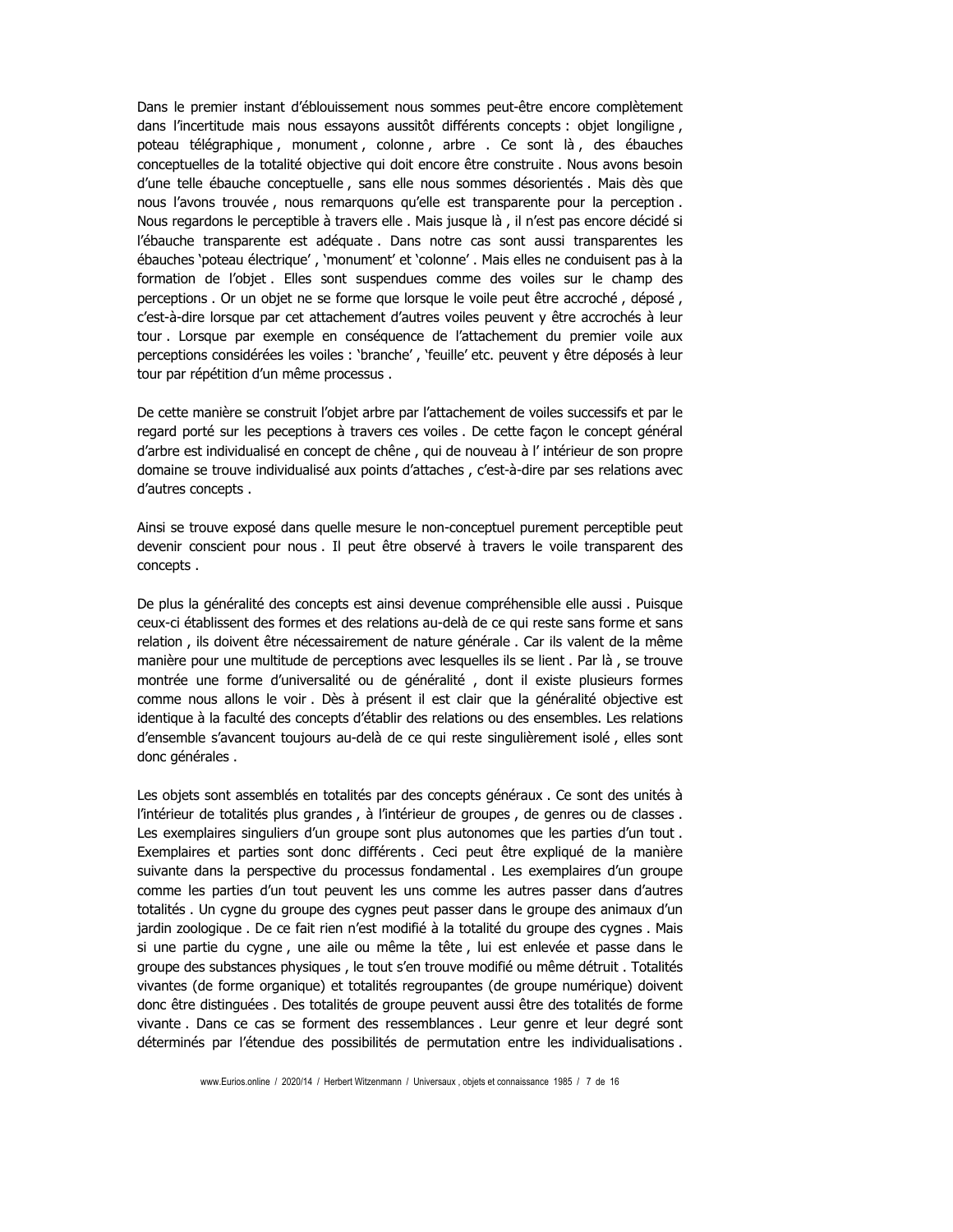Dans le premier instant d'éblouissement nous sommes peut-être encore complètement dans l'incertitude mais nous essayons aussitôt différents concepts : objet longiligne , poteau télégraphique , monument , colonne , arbre . Ce sont là , des ébauches conceptuelles de la totalité objective qui doit encore être construite . Nous avons besoin d'une telle ébauche conceptuelle , sans elle nous sommes désorientés . Mais dès que nous l'avons trouvée , nous remarquons qu'elle est transparente pour la perception . Nous regardons le perceptible à travers elle . Mais jusque là , il n'est pas encore décidé si l'ébauche transparente est adéquate . Dans notre cas sont aussi transparentes les ébauches 'poteau électrique' , 'monument' et 'colonne' . Mais elles ne conduisent pas à la formation de l'objet . Elles sont suspendues comme des voiles sur le champ des perceptions . Or un objet ne se forme que lorsque le voile peut être accroché , déposé , c'est-à-dire lorsque par cet attachement d'autres voiles peuvent y être accrochés à leur tour . Lorsque par exemple en conséquence de l'attachement du premier voile aux perceptions considérées les voiles : 'branche' , 'feuille' etc. peuvent y être déposés à leur tour par répétition d'un même processus .

De cette manière se construit l'objet arbre par l'attachement de voiles successifs et par le regard porté sur les peceptions à travers ces voiles . De cette façon le concept général d'arbre est individualisé en concept de chêne , qui de nouveau à l' intérieur de son propre domaine se trouve individualisé aux points d'attaches , c'est-à-dire par ses relations avec d'autres concepts .

Ainsi se trouve exposé dans quelle mesure le non-conceptuel purement perceptible peut devenir conscient pour nous . Il peut être observé à travers le voile transparent des concepts .

De plus la généralité des concepts est ainsi devenue compréhensible elle aussi . Puisque ceux-ci établissent des formes et des relations au-delà de ce qui reste sans forme et sans relation , ils doivent être nécessairement de nature générale . Car ils valent de la même manière pour une multitude de perceptions avec lesquelles ils se lient . Par là , se trouve montrée une forme d'universalité ou de généralité , dont il existe plusieurs formes comme nous allons le voir . Dès à présent il est clair que la généralité objective est identique à la faculté des concepts d'établir des relations ou des ensembles. Les relations d'ensemble s'avancent toujours au-delà de ce qui reste singulièrement isolé , elles sont donc générales .

Les objets sont assemblés en totalités par des concepts généraux . Ce sont des unités à l'intérieur de totalités plus grandes , à l'intérieur de groupes , de genres ou de classes . Les exemplaires singuliers d'un groupe sont plus autonomes que les parties d'un tout . Exemplaires et parties sont donc différents . Ceci peut être expliqué de la manière suivante dans la perspective du processus fondamental . Les exemplaires d'un groupe comme les parties d'un tout peuvent les uns comme les autres passer dans d'autres totalités . Un cygne du groupe des cygnes peut passer dans le groupe des animaux d'un jardin zoologique . De ce fait rien n'est modifié à la totalité du groupe des cygnes . Mais si une partie du cygne , une aile ou même la tête , lui est enlevée et passe dans le groupe des substances physiques , le tout s'en trouve modifié ou même détruit . Totalités vivantes (de forme organique) et totalités regroupantes (de groupe numérique) doivent donc être distinguées . Des totalités de groupe peuvent aussi être des totalités de forme vivante . Dans ce cas se forment des ressemblances . Leur genre et leur degré sont déterminés par l'étendue des possibilités de permutation entre les individualisations .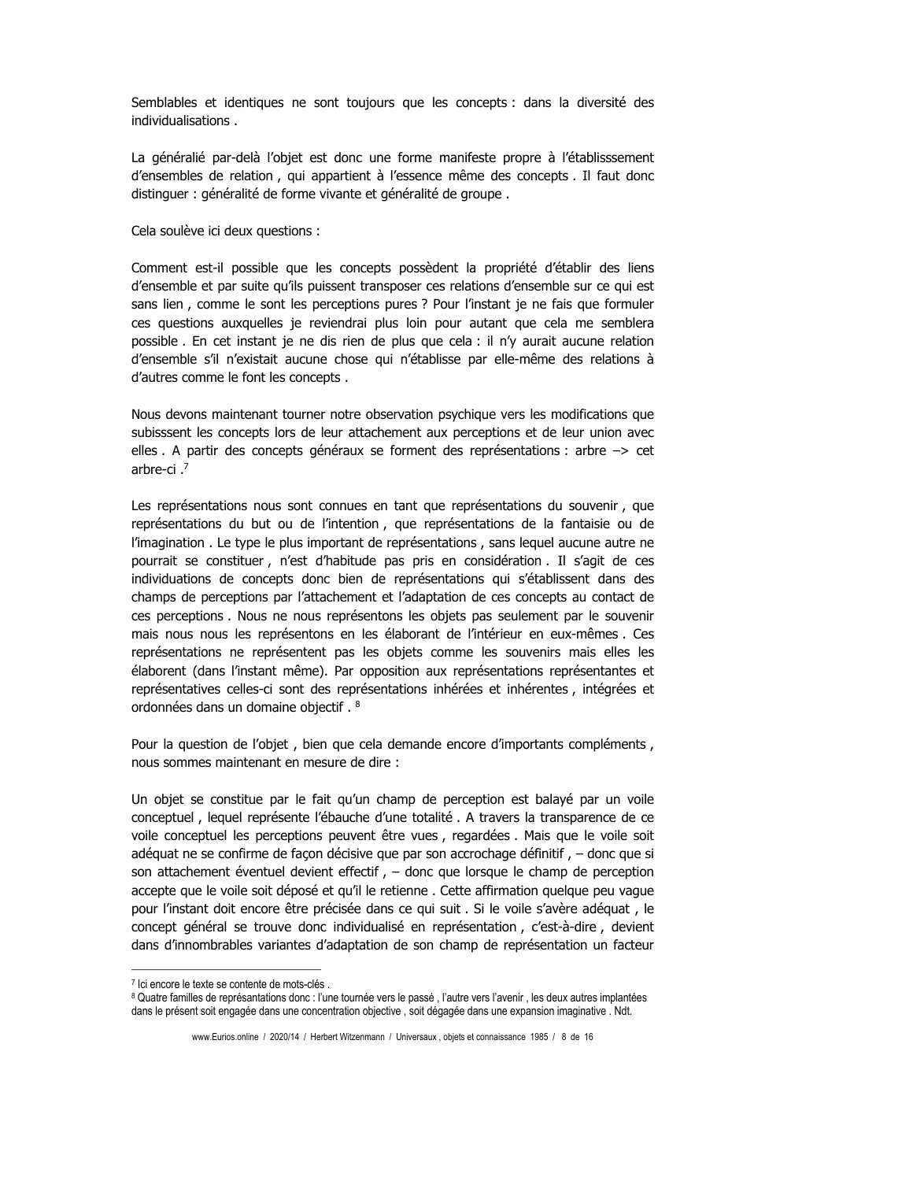Semblables et identiques ne sont toujours que les concepts : dans la diversité des individualisations .

La généralié par-delà l'objet est donc une forme manifeste propre à l'établisssement d'ensembles de relation , qui appartient à l'essence même des concepts . Il faut donc distinguer : généralité de forme vivante et généralité de groupe .

Cela soulève ici deux questions :

Comment est-il possible que les concepts possèdent la propriété d'établir des liens d'ensemble et par suite qu'ils puissent transposer ces relations d'ensemble sur ce qui est sans lien , comme le sont les perceptions pures ? Pour l'instant je ne fais que formuler ces questions auxquelles je reviendrai plus loin pour autant que cela me semblera possible . En cet instant je ne dis rien de plus que cela : il n'y aurait aucune relation d'ensemble s'il n'existait aucune chose qui n'établisse par elle-même des relations à d'autres comme le font les concepts .

Nous devons maintenant tourner notre observation psychique vers les modifications que subisssent les concepts lors de leur attachement aux perceptions et de leur union avec elles . A partir des concepts généraux se forment des représentations : arbre –> cet arbre-ci .[7]

Les représentations nous sont connues en tant que représentations du souvenir , que représentations du but ou de l'intention , que représentations de la fantaisie ou de l'imagination . Le type le plus important de représentations , sans lequel aucune autre ne pourrait se constituer , n'est d'habitude pas pris en considération . Il s'agit de ces individuations de concepts donc bien de représentations qui s'établissent dans des champs de perceptions par l'attachement et l'adaptation de ces concepts au contact de ces perceptions . Nous ne nous représentons les objets pas seulement par le souvenir mais nous nous les représentons en les élaborant de l'intérieur en eux-mêmes . Ces représentations ne représentent pas les objets comme les souvenirs mais elles les élaborent (dans l'instant même). Par opposition aux représentations représentantes et représentatives celles-ci sont des représentations inhérées et inhérentes , intégrées et ordonnées dans un domaine objectif . [8]

Pour la question de l'objet , bien que cela demande encore d'importants compléments , nous sommes maintenant en mesure de dire :

Un objet se constitue par le fait qu'un champ de perception est balayé par un voile conceptuel , lequel représente l'ébauche d'une totalité . A travers la transparence de ce voile conceptuel les perceptions peuvent être vues , regardées . Mais que le voile soit adéquat ne se confirme de façon décisive que par son accrochage définitif , – donc que si son attachement éventuel devient effectif , – donc que lorsque le champ de perception accepte que le voile soit déposé et qu'il le retienne . Cette affirmation quelque peu vague pour l'instant doit encore être précisée dans ce qui suit . Si le voile s'avère adéquat , le concept général se trouve donc individualisé en représentation , c'est-à-dire , devient dans d'innombrables variantes d'adaptation de son champ de représentation un facteur

---

[7] Ici encore le texte se contente de mots-clés .

[8] Quatre familles de représantations donc : l'une tournée vers le passé , l'autre vers l'avenir , les deux autres implantées dans le présent soit engagée dans une concentration objective , soit dégagée dans une expansion imaginative . Ndt.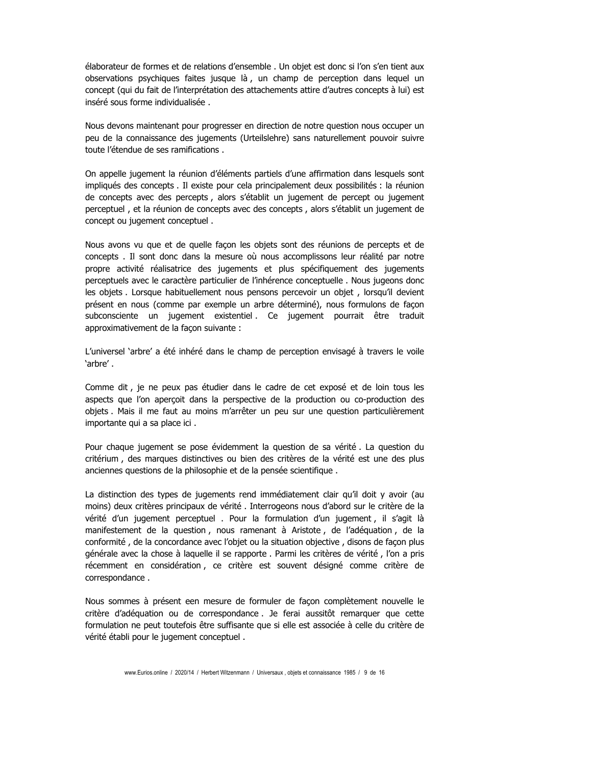élaborateur de formes et de relations d'ensemble . Un objet est donc si l'on s'en tient aux observations psychiques faites jusque là , un champ de perception dans lequel un concept (qui du fait de l'interprétation des attachements attire d'autres concepts à lui) est inséré sous forme individualisée .

Nous devons maintenant pour progresser en direction de notre question nous occuper un peu de la connaissance des jugements (Urteilslehre) sans naturellement pouvoir suivre toute l'étendue de ses ramifications .

On appelle jugement la réunion d'éléments partiels d'une affirmation dans lesquels sont impliqués des concepts . Il existe pour cela principalement deux possibilités : la réunion de concepts avec des percepts , alors s'établit un jugement de percept ou jugement perceptuel , et la réunion de concepts avec des concepts , alors s'établit un jugement de concept ou jugement conceptuel .

Nous avons vu que et de quelle façon les objets sont des réunions de percepts et de concepts . Il sont donc dans la mesure où nous accomplissons leur réalité par notre propre activité réalisatrice des jugements et plus spécifiquement des jugements perceptuels avec le caractère particulier de l'inhérence conceptuelle . Nous jugeons donc les objets . Lorsque habituellement nous pensons percevoir un objet , lorsqu'il devient présent en nous (comme par exemple un arbre déterminé), nous formulons de façon subconsciente un jugement existentiel . Ce jugement pourrait être traduit approximativement de la façon suivante :

L'universel 'arbre' a été inhéré dans le champ de perception envisagé à travers le voile 'arbre' .

Comme dit , je ne peux pas étudier dans le cadre de cet exposé et de loin tous les aspects que l'on aperçoit dans la perspective de la production ou co-production des objets . Mais il me faut au moins m'arrêter un peu sur une question particulièrement importante qui a sa place ici .

Pour chaque jugement se pose évidemment la question de sa vérité . La question du critérium , des marques distinctives ou bien des critères de la vérité est une des plus anciennes questions de la philosophie et de la pensée scientifique .

La distinction des types de jugements rend immédiatement clair qu'il doit y avoir (au moins) deux critères principaux de vérité . Interrogeons nous d'abord sur le critère de la vérité d'un jugement perceptuel . Pour la formulation d'un jugement , il s'agit là manifestement de la question , nous ramenant à Aristote , de l'adéquation , de la conformité , de la concordance avec l'objet ou la situation objective , disons de façon plus générale avec la chose à laquelle il se rapporte . Parmi les critères de vérité , l'on a pris récemment en considération , ce critère est souvent désigné comme critère de correspondance .

Nous sommes à présent een mesure de formuler de façon complètement nouvelle le critère d'adéquation ou de correspondance . Je ferai aussitôt remarquer que cette formulation ne peut toutefois être suffisante que si elle est associée à celle du critère de vérité établi pour le jugement conceptuel .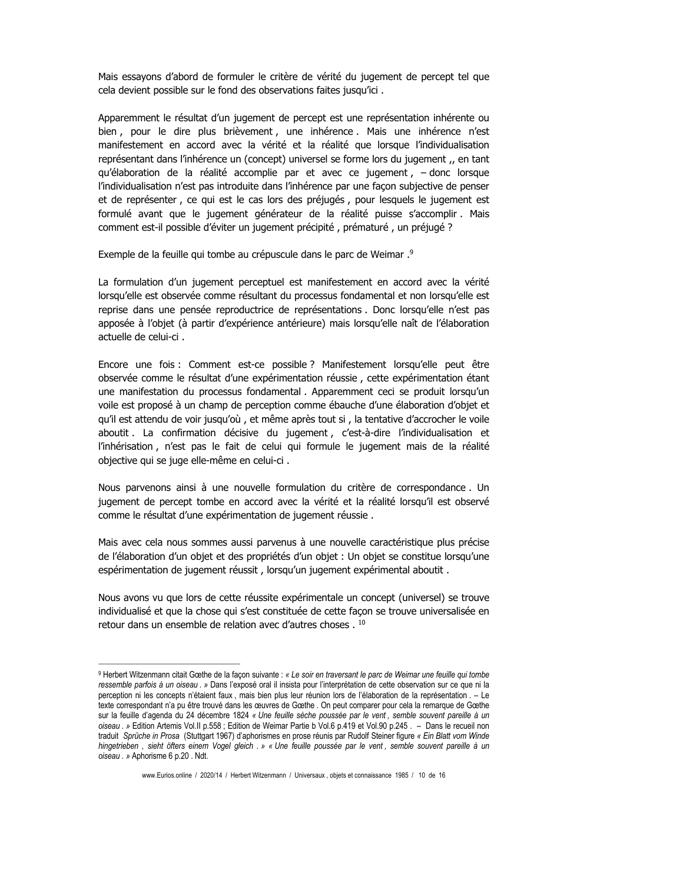Mais essayons d'abord de formuler le critère de vérité du jugement de percept tel que cela devient possible sur le fond des observations faites jusqu'ici .

Apparemment le résultat d'un jugement de percept est une représentation inhérente ou bien , pour le dire plus brièvement , une inhérence . Mais une inhérence n'est manifestement en accord avec la vérité et la réalité que lorsque l'individualisation représentant dans l'inhérence un (concept) universel se forme lors du jugement ,, en tant qu'élaboration de la réalité accomplie par et avec ce jugement , – donc lorsque l'individualisation n'est pas introduite dans l'inhérence par une façon subjective de penser et de représenter , ce qui est le cas lors des préjugés , pour lesquels le jugement est formulé avant que le jugement générateur de la réalité puisse s'accomplir . Mais comment est-il possible d'éviter un jugement précipité , prématuré , un préjugé ?

Exemple de la feuille qui tombe au crépuscule dans le parc de Weimar .[9]

La formulation d'un jugement perceptuel est manifestement en accord avec la vérité lorsqu'elle est observée comme résultant du processus fondamental et non lorsqu'elle est reprise dans une pensée reproductrice de représentations . Donc lorsqu'elle n'est pas apposée à l'objet (à partir d'expérience antérieure) mais lorsqu'elle naît de l'élaboration actuelle de celui-ci .

Encore une fois : Comment est-ce possible ? Manifestement lorsqu'elle peut être observée comme le résultat d'une expérimentation réussie , cette expérimentation étant une manifestation du processus fondamental . Apparemment ceci se produit lorsqu'un voile est proposé à un champ de perception comme ébauche d'une élaboration d'objet et qu'il est attendu de voir jusqu'où , et même après tout si , la tentative d'accrocher le voile aboutit . La confirmation décisive du jugement , c'est-à-dire l'individualisation et l'inhérisation , n'est pas le fait de celui qui formule le jugement mais de la réalité objective qui se juge elle-même en celui-ci .

Nous parvenons ainsi à une nouvelle formulation du critère de correspondance . Un jugement de percept tombe en accord avec la vérité et la réalité lorsqu'il est observé comme le résultat d'une expérimentation de jugement réussie .

Mais avec cela nous sommes aussi parvenus à une nouvelle caractéristique plus précise de l'élaboration d'un objet et des propriétés d'un objet : Un objet se constitue lorsqu'une espérimentation de jugement réussit , lorsqu'un jugement expérimental aboutit .

Nous avons vu que lors de cette réussite expérimentale un concept (universel) se trouve individualisé et que la chose qui s'est constituée de cette façon se trouve universalisée en retour dans un ensemble de relation avec d'autres choses . [10]

---

[9] Herbert Witzenmann citait Gœthe de la façon suivante : *« Le soir en traversant le parc de Weimar une feuille qui tombe ressemble parfois à un oiseau . »* Dans l'exposé oral il insista pour l'interprétation de cette observation sur ce que ni la perception ni les concepts n'étaient faux , mais bien plus leur réunion lors de l'élaboration de la représentation . – Le texte correspondant n'a pu être trouvé dans les œuvres de Gœthe . On peut comparer pour cela la remarque de Gœthe sur la feuille d'agenda du 24 décembre 1824 *« Une feuille sèche poussée par le vent , semble souvent pareille à un oiseau . »* Edition Artemis Vol.II p.558 ; Edition de Weimar Partie b Vol.6 p.419 et Vol.90 p.245 . – Dans le recueil non traduit *Sprüche in Prosa* (Stuttgart 1967) d'aphorismes en prose réunis par Rudolf Steiner figure *« Ein Blatt vom Winde hingetrieben , sieht öfters einem Vogel gleich . » « Une feuille poussée par le vent , semble souvent pareille à un oiseau . »* Aphorisme 6 p.20 . Ndt.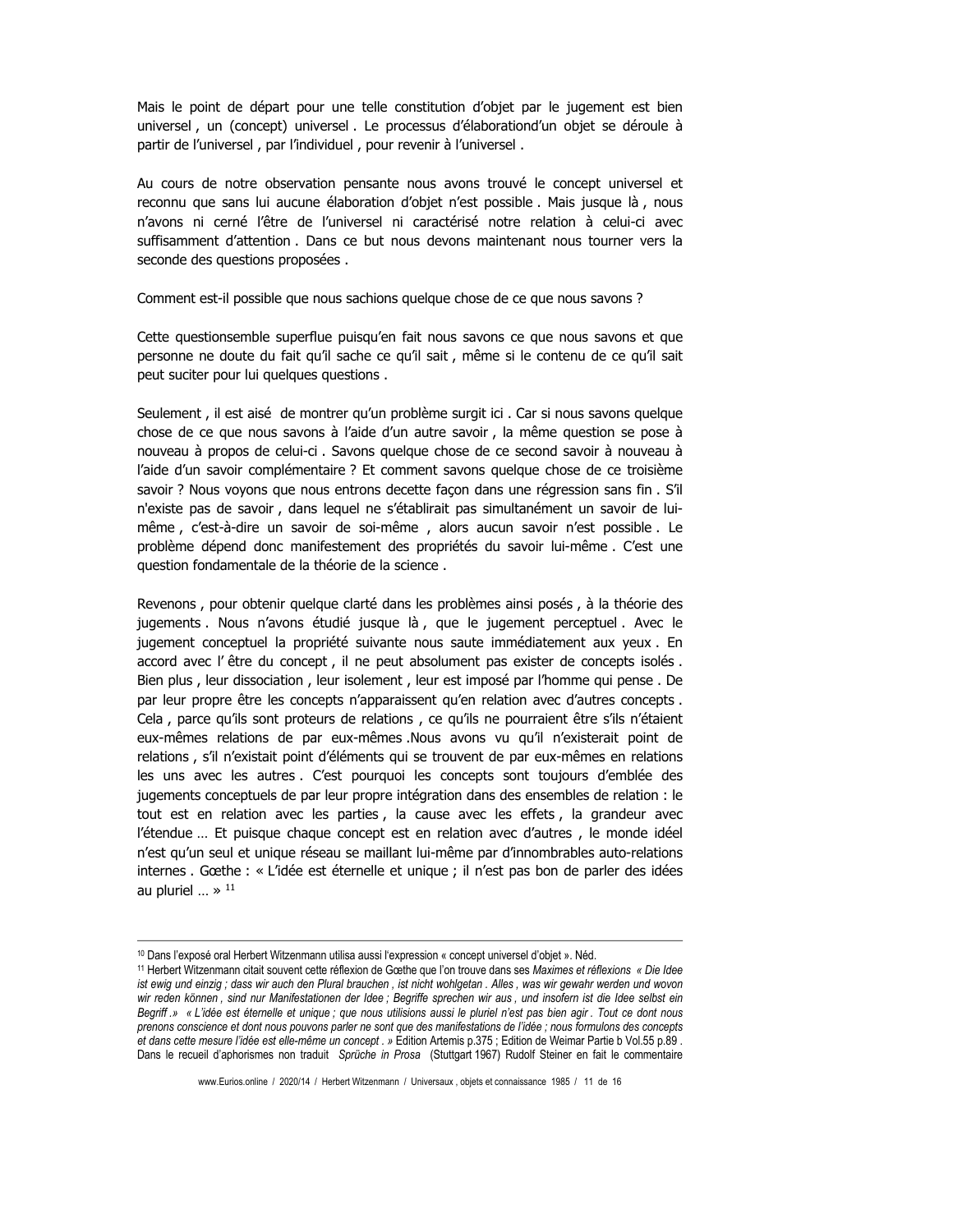Mais le point de départ pour une telle constitution d'objet par le jugement est bien universel , un (concept) universel . Le processus d'élaborationd'un objet se déroule à partir de l'universel , par l'individuel , pour revenir à l'universel .

Au cours de notre observation pensante nous avons trouvé le concept universel et reconnu que sans lui aucune élaboration d'objet n'est possible . Mais jusque là , nous n'avons ni cerné l'être de l'universel ni caractérisé notre relation à celui-ci avec suffisamment d'attention . Dans ce but nous devons maintenant nous tourner vers la seconde des questions proposées .

Comment est-il possible que nous sachions quelque chose de ce que nous savons ?

Cette questionsemble superflue puisqu'en fait nous savons ce que nous savons et que personne ne doute du fait qu'il sache ce qu'il sait , même si le contenu de ce qu'il sait peut suciter pour lui quelques questions .

Seulement , il est aisé de montrer qu'un problème surgit ici . Car si nous savons quelque chose de ce que nous savons à l'aide d'un autre savoir , la même question se pose à nouveau à propos de celui-ci . Savons quelque chose de ce second savoir à nouveau à l'aide d'un savoir complémentaire ? Et comment savons quelque chose de ce troisième savoir ? Nous voyons que nous entrons decette façon dans une régression sans fin . S'il n'existe pas de savoir , dans lequel ne s'établirait pas simultanément un savoir de lui-même , c'est-à-dire un savoir de soi-même , alors aucun savoir n'est possible . Le problème dépend donc manifestement des propriétés du savoir lui-même . C'est une question fondamentale de la théorie de la science .

Revenons , pour obtenir quelque clarté dans les problèmes ainsi posés , à la théorie des jugements . Nous n'avons étudié jusque là , que le jugement perceptuel . Avec le jugement conceptuel la propriété suivante nous saute immédiatement aux yeux . En accord avec l' être du concept , il ne peut absolument pas exister de concepts isolés . Bien plus , leur dissociation , leur isolement , leur est imposé par l'homme qui pense . De par leur propre être les concepts n'apparaissent qu'en relation avec d'autres concepts . Cela , parce qu'ils sont proteurs de relations , ce qu'ils ne pourraient être s'ils n'étaient eux-mêmes relations de par eux-mêmes .Nous avons vu qu'il n'existerait point de relations , s'il n'existait point d'éléments qui se trouvent de par eux-mêmes en relations les uns avec les autres . C'est pourquoi les concepts sont toujours d'emblée des jugements conceptuels de par leur propre intégration dans des ensembles de relation : le tout est en relation avec les parties , la cause avec les effets , la grandeur avec l'étendue … Et puisque chaque concept est en relation avec d'autres , le monde idéel n'est qu'un seul et unique réseau se maillant lui-même par d'innombrables auto-relations internes . Gœthe : « L'idée est éternelle et unique ; il n'est pas bon de parler des idées au pluriel … » [11]

---

[10] Dans l'exposé oral Herbert Witzenmann utilisa aussi l'expression « concept universel d'objet ». Néd.

[11] Herbert Witzenmann citait souvent cette réflexion de Gœthe que l'on trouve dans ses *Maximes et réflexions « Die Idee ist ewig und einzig ; dass wir auch den Plural brauchen , ist nicht wohlgetan . Alles , was wir gewahr werden und wovon wir reden können , sind nur Manifestationen der Idee ; Begriffe sprechen wir aus , und insofern ist die Idee selbst ein Begriff .» « L'idée est éternelle et unique ; que nous utilisions aussi le pluriel n'est pas bien agir . Tout ce dont nous prenons conscience et dont nous pouvons parler ne sont que des manifestations de l'idée ; nous formulons des concepts et dans cette mesure l'idée est elle-même un concept . »* Edition Artemis p.375 ; Edition de Weimar Partie b Vol.55 p.89 . Dans le recueil d'aphorismes non traduit *Sprüche in Prosa* (Stuttgart 1967) Rudolf Steiner en fait le commentaire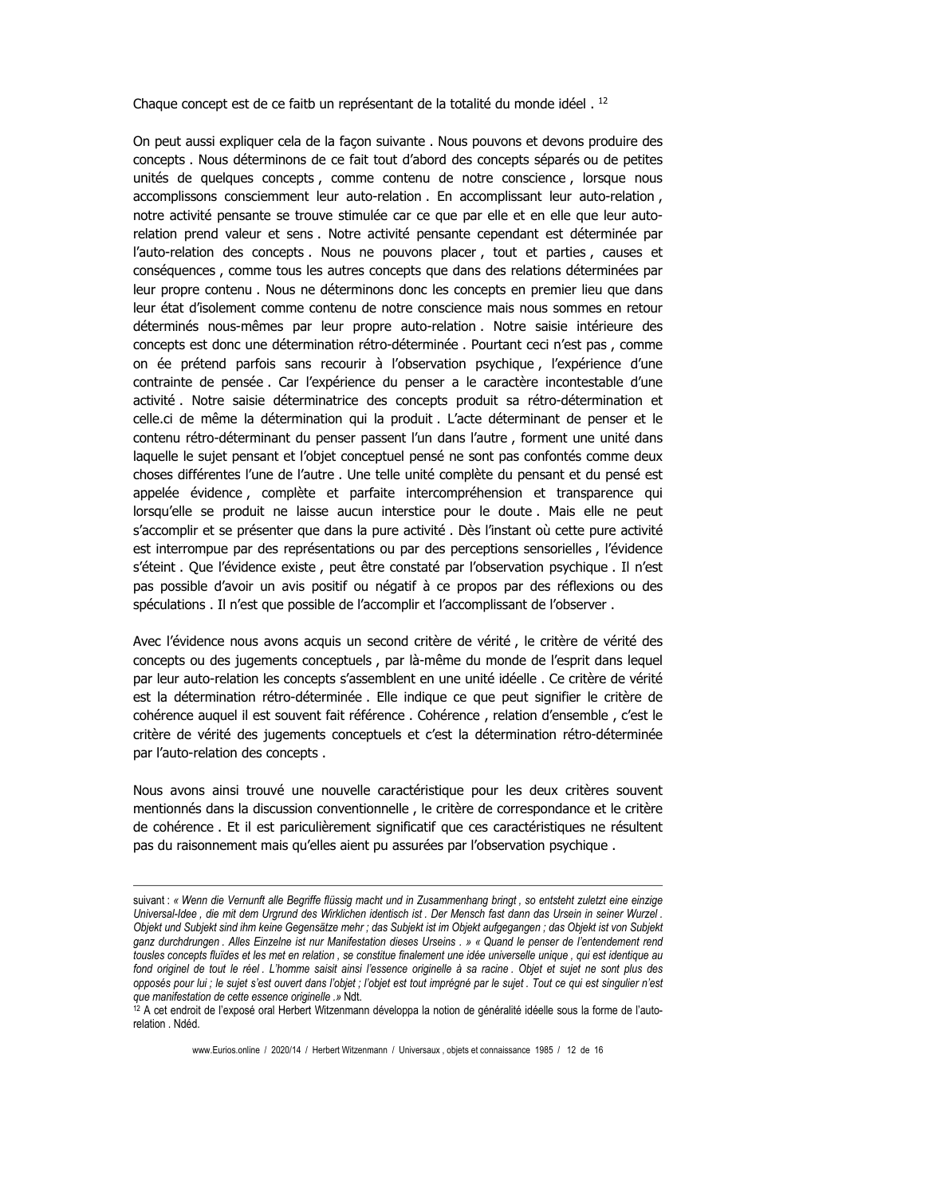Chaque concept est de ce faitb un représentant de la totalité du monde idéel . [12]

On peut aussi expliquer cela de la façon suivante . Nous pouvons et devons produire des concepts . Nous déterminons de ce fait tout d'abord des concepts séparés ou de petites unités de quelques concepts , comme contenu de notre conscience , lorsque nous accomplissons consciemment leur auto-relation . En accomplissant leur auto-relation , notre activité pensante se trouve stimulée car ce que par elle et en elle que leur auto-relation prend valeur et sens . Notre activité pensante cependant est déterminée par l'auto-relation des concepts . Nous ne pouvons placer , tout et parties , causes et conséquences , comme tous les autres concepts que dans des relations déterminées par leur propre contenu . Nous ne déterminons donc les concepts en premier lieu que dans leur état d'isolement comme contenu de notre conscience mais nous sommes en retour déterminés nous-mêmes par leur propre auto-relation . Notre saisie intérieure des concepts est donc une détermination rétro-déterminée . Pourtant ceci n'est pas , comme on ée prétend parfois sans recourir à l'observation psychique , l'expérience d'une contrainte de pensée . Car l'expérience du penser a le caractère incontestable d'une activité . Notre saisie déterminatrice des concepts produit sa rétro-détermination et celle.ci de même la détermination qui la produit . L'acte déterminant de penser et le contenu rétro-déterminant du penser passent l'un dans l'autre , forment une unité dans laquelle le sujet pensant et l'objet conceptuel pensé ne sont pas confontés comme deux choses différentes l'une de l'autre . Une telle unité complète du pensant et du pensé est appelée évidence , complète et parfaite intercompréhension et transparence qui lorsqu'elle se produit ne laisse aucun interstice pour le doute . Mais elle ne peut s'accomplir et se présenter que dans la pure activité . Dès l'instant où cette pure activité est interrompue par des représentations ou par des perceptions sensorielles , l'évidence s'éteint . Que l'évidence existe , peut être constaté par l'observation psychique . Il n'est pas possible d'avoir un avis positif ou négatif à ce propos par des réflexions ou des spéculations . Il n'est que possible de l'accomplir et l'accomplissant de l'observer .

Avec l'évidence nous avons acquis un second critère de vérité , le critère de vérité des concepts ou des jugements conceptuels , par là-même du monde de l'esprit dans lequel par leur auto-relation les concepts s'assemblent en une unité idéelle . Ce critère de vérité est la détermination rétro-déterminée . Elle indique ce que peut signifier le critère de cohérence auquel il est souvent fait référence . Cohérence , relation d'ensemble , c'est le critère de vérité des jugements conceptuels et c'est la détermination rétro-déterminée par l'auto-relation des concepts .

Nous avons ainsi trouvé une nouvelle caractéristique pour les deux critères souvent mentionnés dans la discussion conventionnelle , le critère de correspondance et le critère de cohérence . Et il est pariculièrement significatif que ces caractéristiques ne résultent pas du raisonnement mais qu'elles aient pu assurées par l'observation psychique .

---

suivant : *« Wenn die Vernunft alle Begriffe flüssig macht und in Zusammenhang bringt , so entsteht zuletzt eine einzige Universal-Idee , die mit dem Urgrund des Wirklichen identisch ist . Der Mensch fast dann das Ursein in seiner Wurzel . Objekt und Subjekt sind ihm keine Gegensätze mehr ; das Subjekt ist im Objekt aufgegangen ; das Objekt ist von Subjekt ganz durchdrungen . Alles Einzelne ist nur Manifestation dieses Urseins . » « Quand le penser de l'entendement rend tousles concepts fluïdes et les met en relation , se constitue finalement une idée universelle unique , qui est identique au fond originel de tout le réel . L'homme saisit ainsi l'essence originelle à sa racine . Objet et sujet ne sont plus des opposés pour lui ; le sujet s'est ouvert dans l'objet ; l'objet est tout imprégné par le sujet . Tout ce qui est singulier n'est que manifestation de cette essence originelle .»* Ndt.

[12] A cet endroit de l'exposé oral Herbert Witzenmann développa la notion de généralité idéelle sous la forme de l'auto-relation . Ndéd.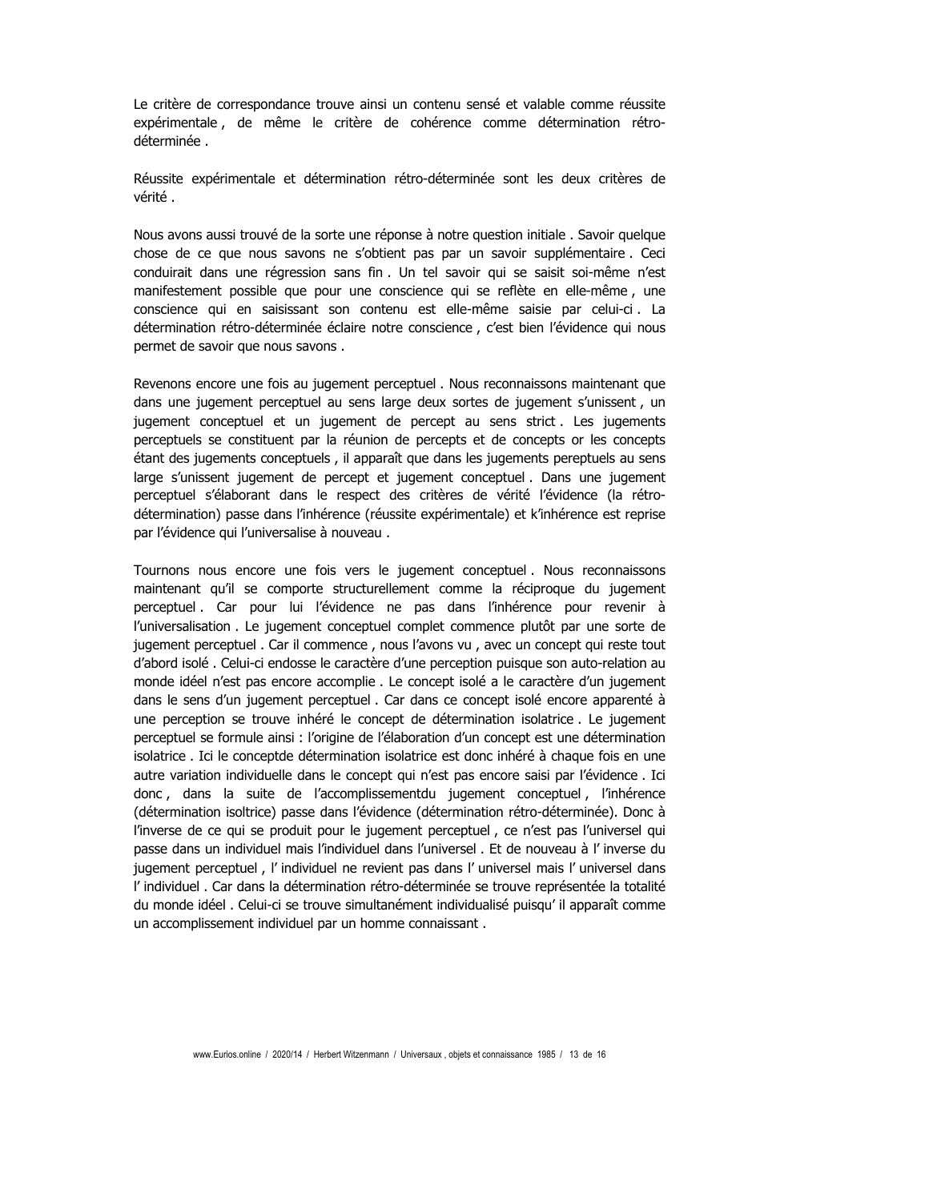Le critère de correspondance trouve ainsi un contenu sensé et valable comme réussite expérimentale , de même le critère de cohérence comme détermination rétro-déterminée .

Réussite expérimentale et détermination rétro-déterminée sont les deux critères de vérité .

Nous avons aussi trouvé de la sorte une réponse à notre question initiale . Savoir quelque chose de ce que nous savons ne s'obtient pas par un savoir supplémentaire . Ceci conduirait dans une régression sans fin . Un tel savoir qui se saisit soi-même n'est manifestement possible que pour une conscience qui se reflète en elle-même , une conscience qui en saisissant son contenu est elle-même saisie par celui-ci . La détermination rétro-déterminée éclaire notre conscience , c'est bien l'évidence qui nous permet de savoir que nous savons .

Revenons encore une fois au jugement perceptuel . Nous reconnaissons maintenant que dans une jugement perceptuel au sens large deux sortes de jugement s'unissent , un jugement conceptuel et un jugement de percept au sens strict . Les jugements perceptuels se constituent par la réunion de percepts et de concepts or les concepts étant des jugements conceptuels , il apparaît que dans les jugements pereptuels au sens large s'unissent jugement de percept et jugement conceptuel . Dans une jugement perceptuel s'élaborant dans le respect des critères de vérité l'évidence (la rétro-détermination) passe dans l'inhérence (réussite expérimentale) et k'inhérence est reprise par l'évidence qui l'universalise à nouveau .

Tournons nous encore une fois vers le jugement conceptuel . Nous reconnaissons maintenant qu'il se comporte structurellement comme la réciproque du jugement perceptuel . Car pour lui l'évidence ne pas dans l'inhérence pour revenir à l'universalisation . Le jugement conceptuel complet commence plutôt par une sorte de jugement perceptuel . Car il commence , nous l'avons vu , avec un concept qui reste tout d'abord isolé . Celui-ci endosse le caractère d'une perception puisque son auto-relation au monde idéel n'est pas encore accomplie . Le concept isolé a le caractère d'un jugement dans le sens d'un jugement perceptuel . Car dans ce concept isolé encore apparenté à une perception se trouve inhéré le concept de détermination isolatrice . Le jugement perceptuel se formule ainsi : l'origine de l'élaboration d'un concept est une détermination isolatrice . Ici le conceptde détermination isolatrice est donc inhéré à chaque fois en une autre variation individuelle dans le concept qui n'est pas encore saisi par l'évidence . Ici donc , dans la suite de l'accomplissementdu jugement conceptuel , l'inhérence (détermination isoltrice) passe dans l'évidence (détermination rétro-déterminée). Donc à l'inverse de ce qui se produit pour le jugement perceptuel , ce n'est pas l'universel qui passe dans un individuel mais l'individuel dans l'universel . Et de nouveau à l' inverse du jugement perceptuel , l' individuel ne revient pas dans l' universel mais l' universel dans l' individuel . Car dans la détermination rétro-déterminée se trouve représentée la totalité du monde idéel . Celui-ci se trouve simultanément individualisé puisqu' il apparaît comme un accomplissement individuel par un homme connaissant .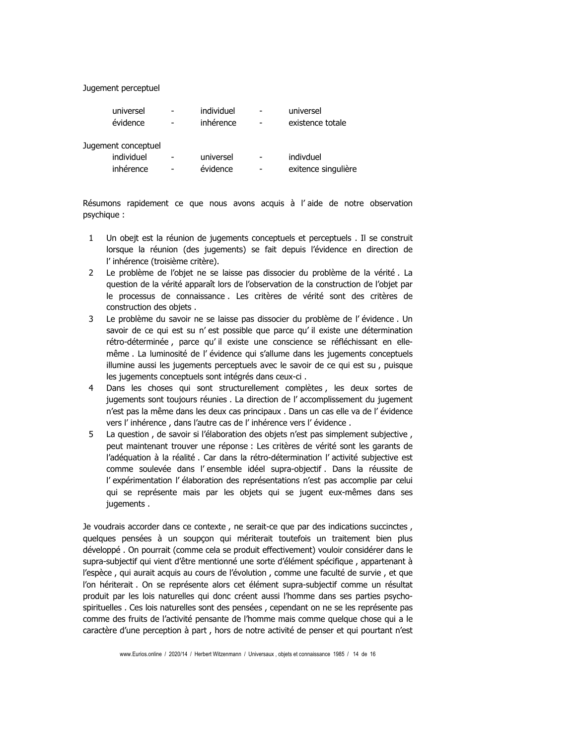Jugement perceptuel

| | | | | |
|---|---|---|---|---|
| universel | - | individuel | - | universel |
| évidence | - | inhérence | - | existence totale |

Jugement conceptuel

| | | | | |
|---|---|---|---|---|
| individuel | - | universel | - | indivduel |
| inhérence | - | évidence | - | exitence singulière |

Résumons rapidement ce que nous avons acquis à l' aide de notre observation psychique :

1. Un obejt est la réunion de jugements conceptuels et perceptuels . Il se construit lorsque la réunion (des jugements) se fait depuis l'évidence en direction de l' inhérence (troisième critère).
2. Le problème de l'objet ne se laisse pas dissocier du problème de la vérité . La question de la vérité apparaît lors de l'observation de la construction de l'objet par le processus de connaissance . Les critères de vérité sont des critères de construction des objets .
3. Le problème du savoir ne se laisse pas dissocier du problème de l' évidence . Un savoir de ce qui est su n' est possible que parce qu' il existe une détermination rétro-déterminée , parce qu' il existe une conscience se réfléchissant en elle-même . La luminosité de l' évidence qui s'allume dans les jugements conceptuels illumine aussi les jugements perceptuels avec le savoir de ce qui est su , puisque les jugements conceptuels sont intégrés dans ceux-ci .
4. Dans les choses qui sont structurellement complètes , les deux sortes de jugements sont toujours réunies . La direction de l' accomplissement du jugement n'est pas la même dans les deux cas principaux . Dans un cas elle va de l' évidence vers l' inhérence , dans l'autre cas de l' inhérence vers l' évidence .
5. La question , de savoir si l'élaboration des objets n'est pas simplement subjective , peut maintenant trouver une réponse : Les critères de vérité sont les garants de l'adéquation à la réalité . Car dans la rétro-détermination l' activité subjective est comme soulevée dans l' ensemble idéel supra-objectif . Dans la réussite de l' expérimentation l' élaboration des représentations n'est pas accomplie par celui qui se représente mais par les objets qui se jugent eux-mêmes dans ses jugements .

Je voudrais accorder dans ce contexte , ne serait-ce que par des indications succinctes , quelques pensées à un soupçon qui mériterait toutefois un traitement bien plus développé . On pourrait (comme cela se produit effectivement) vouloir considérer dans le supra-subjectif qui vient d'être mentionné une sorte d'élément spécifique , appartenant à l'espèce , qui aurait acquis au cours de l'évolution , comme une faculté de survie , et que l'on hériterait . On se représente alors cet élément supra-subjectif comme un résultat produit par les lois naturelles qui donc créent aussi l'homme dans ses parties psycho-spirituelles . Ces lois naturelles sont des pensées , cependant on ne se les représente pas comme des fruits de l'activité pensante de l'homme mais comme quelque chose qui a le caractère d'une perception à part , hors de notre activité de penser et qui pourtant n'est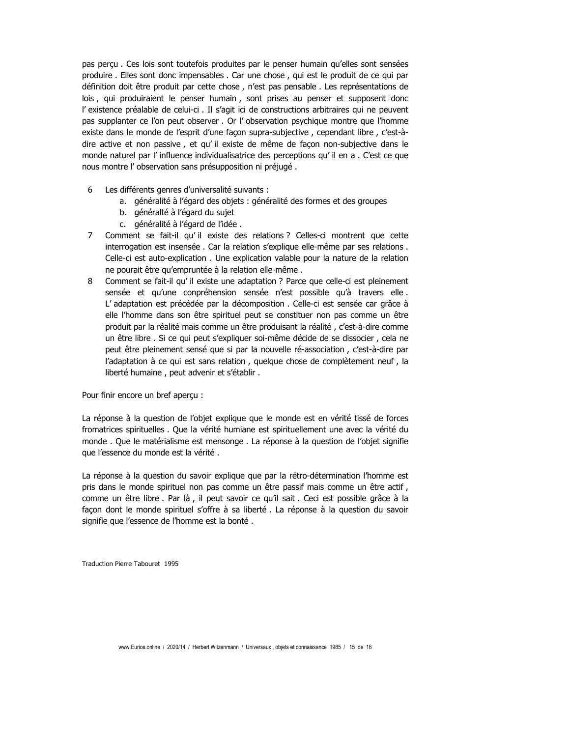pas perçu . Ces lois sont toutefois produites par le penser humain qu'elles sont sensées produire . Elles sont donc impensables . Car une chose , qui est le produit de ce qui par définition doit être produit par cette chose , n'est pas pensable . Les représentations de lois , qui produiraient le penser humain , sont prises au penser et supposent donc l' existence préalable de celui-ci . Il s'agit ici de constructions arbitraires qui ne peuvent pas supplanter ce l'on peut observer . Or l' observation psychique montre que l'homme existe dans le monde de l'esprit d'une façon supra-subjective , cependant libre , c'est-à-dire active et non passive , et qu' il existe de même de façon non-subjective dans le monde naturel par l' influence individualisatrice des perceptions qu' il en a . C'est ce que nous montre l' observation sans présupposition ni préjugé .

6. Les différents genres d'universalité suivants :
   a. généralité à l'égard des objets : généralité des formes et des groupes
   b. généralté à l'égard du sujet
   c. généralité à l'égard de l'idée .
7. Comment se fait-il qu' il existe des relations ? Celles-ci montrent que cette interrogation est insensée . Car la relation s'explique elle-même par ses relations . Celle-ci est auto-explication . Une explication valable pour la nature de la relation ne pourait être qu'empruntée à la relation elle-même .
8. Comment se fait-il qu' il existe une adaptation ? Parce que celle-ci est pleinement sensée et qu'une conpréhension sensée n'est possible qu'à travers elle . L' adaptation est précédée par la décomposition . Celle-ci est sensée car grâce à elle l'homme dans son être spirituel peut se constituer non pas comme un être produit par la réalité mais comme un être produisant la réalité , c'est-à-dire comme un être libre . Si ce qui peut s'expliquer soi-même décide de se dissocier , cela ne peut être pleinement sensé que si par la nouvelle ré-association , c'est-à-dire par l'adaptation à ce qui est sans relation , quelque chose de complètement neuf , la liberté humaine , peut advenir et s'établir .

Pour finir encore un bref aperçu :

La réponse à la question de l'objet explique que le monde est en vérité tissé de forces fromatrices spirituelles . Que la vérité humiane est spirituellement une avec la vérité du monde . Que le matérialisme est mensonge . La réponse à la question de l'objet signifie que l'essence du monde est la vérité .

La réponse à la question du savoir explique que par la rétro-détermination l'homme est pris dans le monde spirituel non pas comme un être passif mais comme un être actif , comme un être libre . Par là , il peut savoir ce qu'il sait . Ceci est possible grâce à la façon dont le monde spirituel s'offre à sa liberté . La réponse à la question du savoir signifie que l'essence de l'homme est la bonté .

Traduction Pierre Tabouret 1995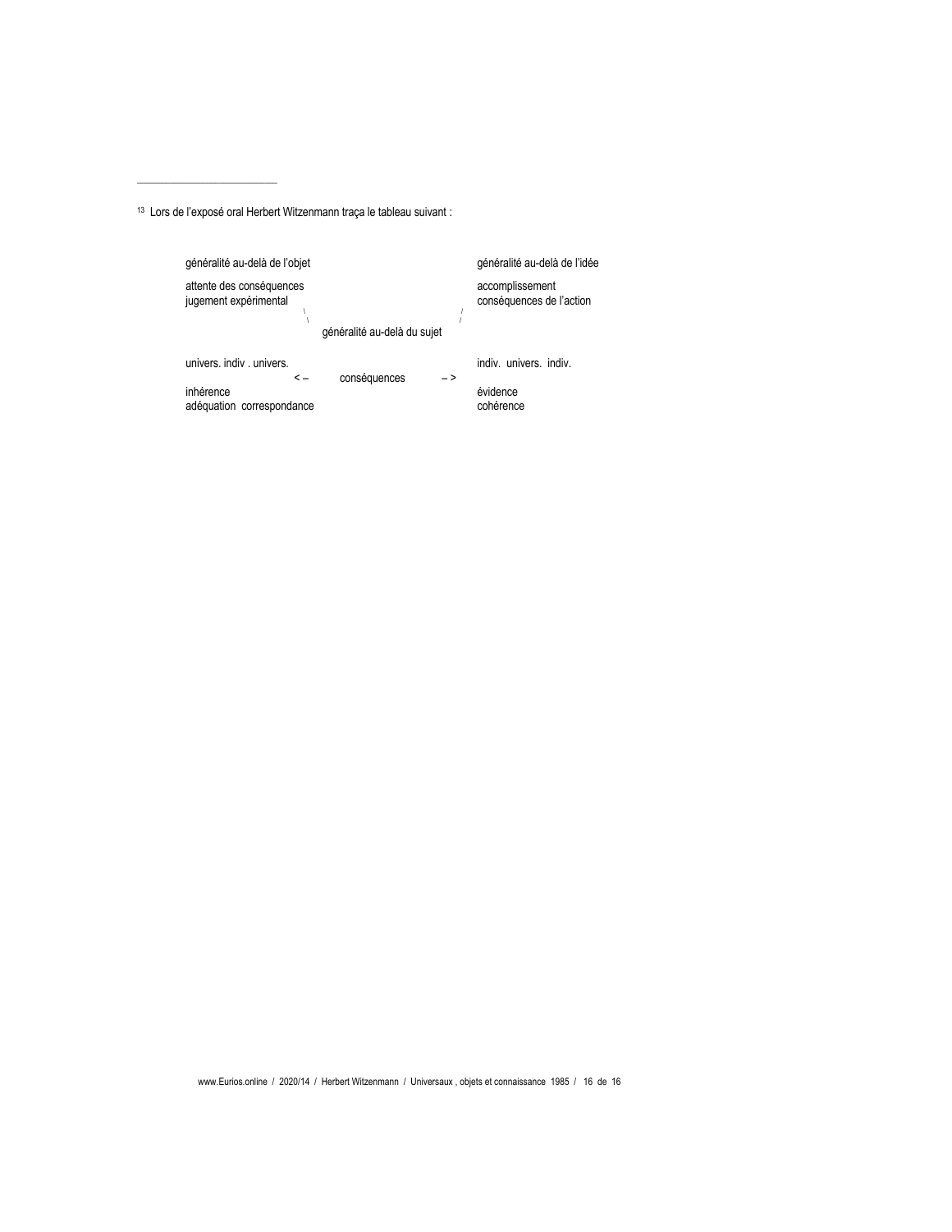[13] Lors de l'exposé oral Herbert Witzenmann traça le tableau suivant :

```
généralité au-delà de l'objet                              généralité au-delà de l'idée
attente des conséquences                                   accomplissement
jugement expérimental                                      conséquences de l'action
                   \                                    /
                    \                                  /
                        généralité au-delà du sujet

univers. indiv . univers.                                  indiv.  univers.  indiv.
                        < –        conséquences        – >
inhérence                                                  évidence
adéquation  correspondance                                 cohérence
```